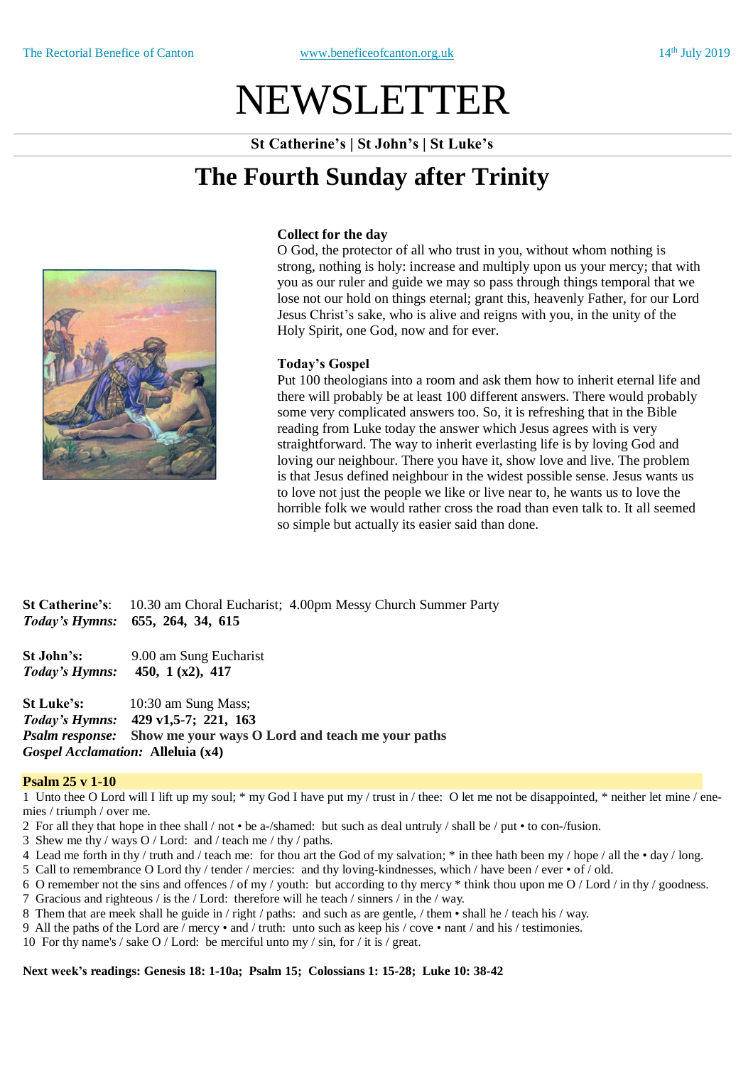The Rectorial Benefice of Canton www.beneficeofcanton.org.uk 14th July 2019

# NEWSLETTER

**St Catherine's | St John's | St Luke's**

## The Fourth Sunday after Trinity

**Collect for the day**
O God, the protector of all who trust in you, without whom nothing is strong, nothing is holy: increase and multiply upon us your mercy; that with you as our ruler and guide we may so pass through things temporal that we lose not our hold on things eternal; grant this, heavenly Father, for our Lord Jesus Christ's sake, who is alive and reigns with you, in the unity of the Holy Spirit, one God, now and for ever.

**Today's Gospel**
Put 100 theologians into a room and ask them how to inherit eternal life and there will probably be at least 100 different answers. There would probably some very complicated answers too. So, it is refreshing that in the Bible reading from Luke today the answer which Jesus agrees with is very straightforward. The way to inherit everlasting life is by loving God and loving our neighbour. There you have it, show love and live. The problem is that Jesus defined neighbour in the widest possible sense. Jesus wants us to love not just the people we like or live near to, he wants us to love the horrible folk we would rather cross the road than even talk to. It all seemed so simple but actually its easier said than done.

**St Catherine's**: 10.30 am Choral Eucharist; 4.00pm Messy Church Summer Party
***Today's Hymns:*** **655, 264, 34, 615**

**St John's:** 9.00 am Sung Eucharist
***Today's Hymns:*** **450, 1 (x2), 417**

**St Luke's:** 10:30 am Sung Mass;
***Today's Hymns:*** **429 v1,5-7; 221, 163**
***Psalm response:*** **Show me your ways O Lord and teach me your paths**
***Gospel Acclamation:*** **Alleluia (x4)**

**Psalm 25 v 1-10**

1 Unto thee O Lord will I lift up my soul; * my God I have put my / trust in / thee: O let me not be disappointed, * neither let mine / enemies / triumph / over me.
2 For all they that hope in thee shall / not • be a-/shamed: but such as deal untruly / shall be / put • to con-/fusion.
3 Shew me thy / ways O / Lord: and / teach me / thy / paths.
4 Lead me forth in thy / truth and / teach me: for thou art the God of my salvation; * in thee hath been my / hope / all the • day / long.
5 Call to remembrance O Lord thy / tender / mercies: and thy loving-kindnesses, which / have been / ever • of / old.
6 O remember not the sins and offences / of my / youth: but according to thy mercy * think thou upon me O / Lord / in thy / goodness.
7 Gracious and righteous / is the / Lord: therefore will he teach / sinners / in the / way.
8 Them that are meek shall he guide in / right / paths: and such as are gentle, / them • shall he / teach his / way.
9 All the paths of the Lord are / mercy • and / truth: unto such as keep his / cove • nant / and his / testimonies.
10 For thy name's / sake O / Lord: be merciful unto my / sin, for / it is / great.

**Next week's readings: Genesis 18: 1-10a; Psalm 15; Colossians 1: 15-28; Luke 10: 38-42**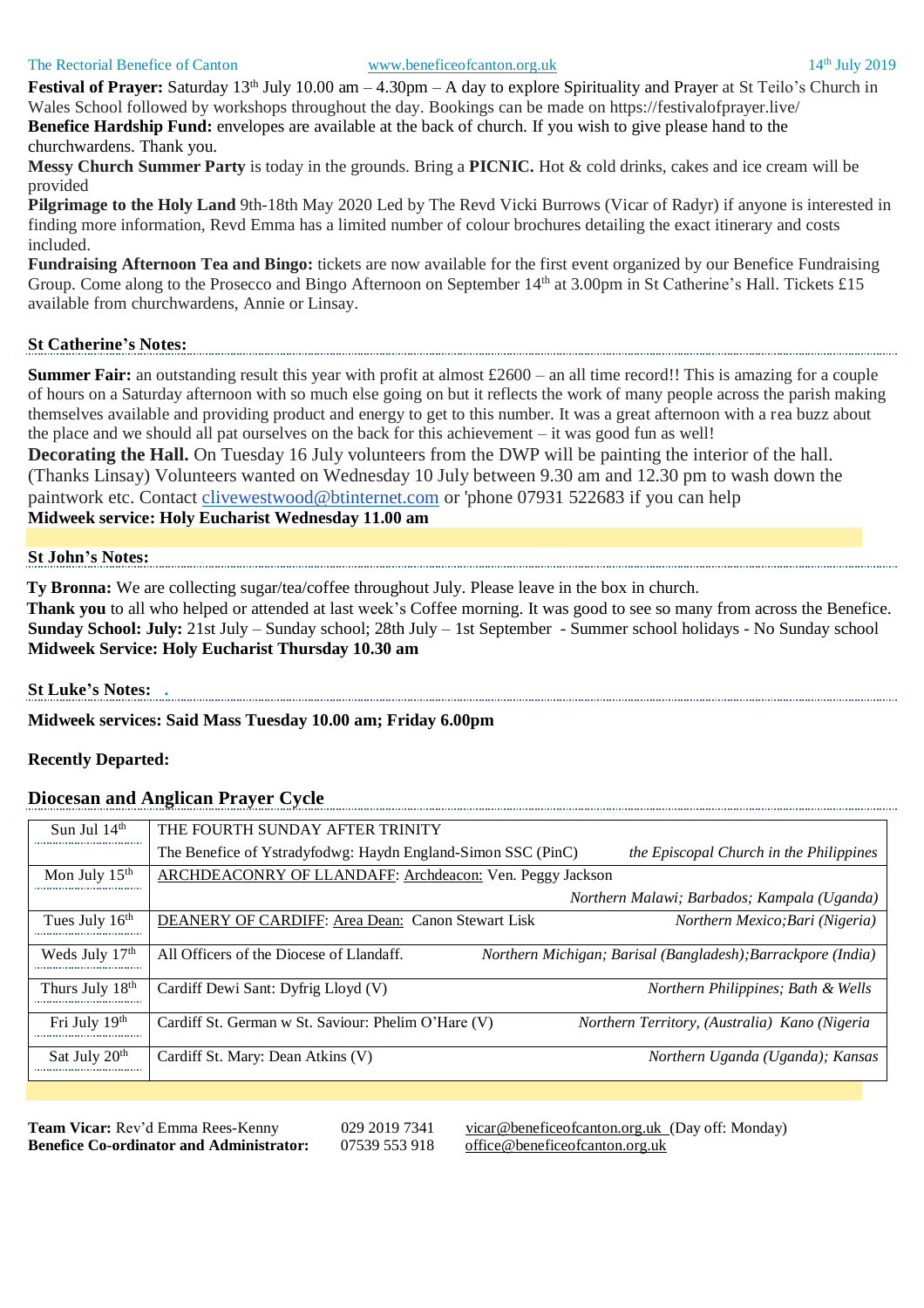**Festival of Prayer:** Saturday 13th July 10.00 am – 4.30pm – A day to explore Spirituality and Prayer at St Teilo's Church in Wales School followed by workshops throughout the day. Bookings can be made on https://festivalofprayer.live/

**Benefice Hardship Fund:** envelopes are available at the back of church. If you wish to give please hand to the churchwardens. Thank you.

**Messy Church Summer Party** is today in the grounds. Bring a **PICNIC.** Hot & cold drinks, cakes and ice cream will be provided

**Pilgrimage to the Holy Land** 9th-18th May 2020 Led by The Revd Vicki Burrows (Vicar of Radyr) if anyone is interested in finding more information, Revd Emma has a limited number of colour brochures detailing the exact itinerary and costs included.

**Fundraising Afternoon Tea and Bingo:** tickets are now available for the first event organized by our Benefice Fundraising Group. Come along to the Prosecco and Bingo Afternoon on September 14th at 3.00pm in St Catherine's Hall. Tickets £15 available from churchwardens, Annie or Linsay.

## St Catherine's Notes:

**Summer Fair:** an outstanding result this year with profit at almost £2600 – an all time record!! This is amazing for a couple of hours on a Saturday afternoon with so much else going on but it reflects the work of many people across the parish making themselves available and providing product and energy to get to this number. It was a great afternoon with a rea buzz about the place and we should all pat ourselves on the back for this achievement – it was good fun as well!

**Decorating the Hall.** On Tuesday 16 July volunteers from the DWP will be painting the interior of the hall. (Thanks Linsay) Volunteers wanted on Wednesday 10 July between 9.30 am and 12.30 pm to wash down the paintwork etc. Contact clivewestwood@btinternet.com or 'phone 07931 522683 if you can help

**Midweek service: Holy Eucharist Wednesday 11.00 am**

## St John's Notes:

**Ty Bronna:** We are collecting sugar/tea/coffee throughout July. Please leave in the box in church.

**Thank you** to all who helped or attended at last week's Coffee morning. It was good to see so many from across the Benefice.

**Sunday School: July:** 21st July – Sunday school; 28th July – 1st September - Summer school holidays - No Sunday school

**Midweek Service: Holy Eucharist Thursday 10.30 am**

## St Luke's Notes:

**Midweek services: Said Mass Tuesday 10.00 am; Friday 6.00pm**

**Recently Departed:**

## Diocesan and Anglican Prayer Cycle

| | | |
|---|---|---|
| Sun Jul 14th | THE FOURTH SUNDAY AFTER TRINITY | |
| | The Benefice of Ystradyfodwg: Haydn England-Simon SSC (PinC) | *the Episcopal Church in the Philippines* |
| Mon July 15th | ARCHDEACONRY OF LLANDAFF: Archdeacon: Ven. Peggy Jackson | |
| | | *Northern Malawi; Barbados; Kampala (Uganda)* |
| Tues July 16th | DEANERY OF CARDIFF: Area Dean: Canon Stewart Lisk | *Northern Mexico;Bari (Nigeria)* |
| Weds July 17th | All Officers of the Diocese of Llandaff. | *Northern Michigan; Barisal (Bangladesh);Barrackpore (India)* |
| Thurs July 18th | Cardiff Dewi Sant: Dyfrig Lloyd (V) | *Northern Philippines; Bath & Wells* |
| Fri July 19th | Cardiff St. German w St. Saviour: Phelim O'Hare (V) | *Northern Territory, (Australia) Kano (Nigeria* |
| Sat July 20th | Cardiff St. Mary: Dean Atkins (V) | *Northern Uganda (Uganda); Kansas* |

**Team Vicar:** Rev'd Emma Rees-Kenny 029 2019 7341 vicar@beneficeofcanton.org.uk (Day off: Monday)
**Benefice Co-ordinator and Administrator:** 07539 553 918 office@beneficeofcanton.org.uk